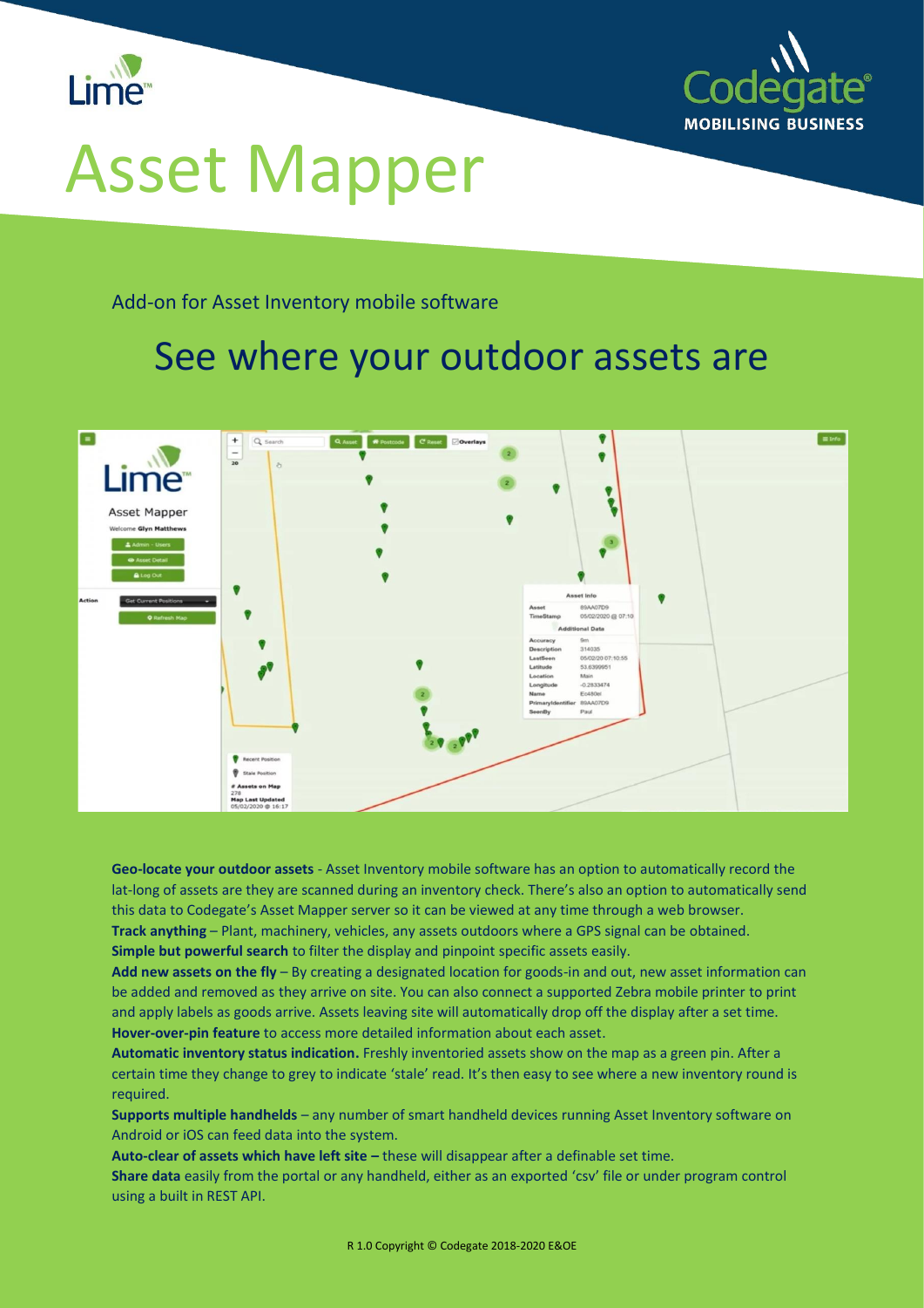Lime™

Codegate®
MOBILISING BUSINESS

# Asset Mapper

Add-on for Asset Inventory mobile software

## See where your outdoor assets are

**Geo-locate your outdoor assets** - Asset Inventory mobile software has an option to automatically record the lat-long of assets are they are scanned during an inventory check. There's also an option to automatically send this data to Codegate's Asset Mapper server so it can be viewed at any time through a web browser.
**Track anything** – Plant, machinery, vehicles, any assets outdoors where a GPS signal can be obtained.
**Simple but powerful search** to filter the display and pinpoint specific assets easily.
**Add new assets on the fly** – By creating a designated location for goods-in and out, new asset information can be added and removed as they arrive on site. You can also connect a supported Zebra mobile printer to print and apply labels as goods arrive. Assets leaving site will automatically drop off the display after a set time.
**Hover-over-pin feature** to access more detailed information about each asset.
**Automatic inventory status indication.** Freshly inventoried assets show on the map as a green pin. After a certain time they change to grey to indicate 'stale' read. It's then easy to see where a new inventory round is required.
**Supports multiple handhelds** – any number of smart handheld devices running Asset Inventory software on Android or iOS can feed data into the system.
**Auto-clear of assets which have left site –** these will disappear after a definable set time.
**Share data** easily from the portal or any handheld, either as an exported 'csv' file or under program control using a built in REST API.

R 1.0 Copyright © Codegate 2018-2020 E&OE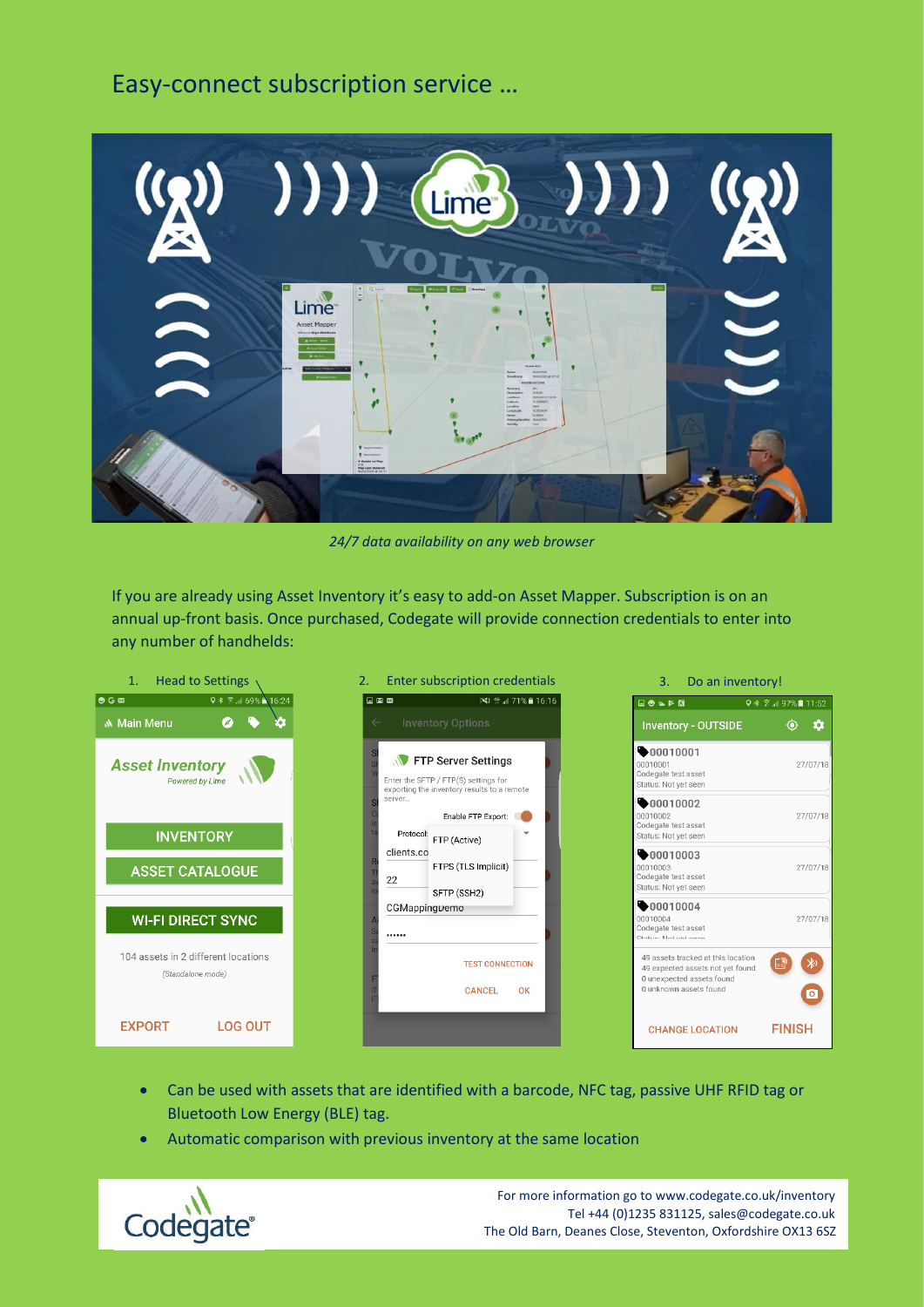# Easy-connect subscription service …

*24/7 data availability on any web browser*

If you are already using Asset Inventory it's easy to add-on Asset Mapper. Subscription is on an annual up-front basis. Once purchased, Codegate will provide connection credentials to enter into any number of handhelds:

1. Head to Settings
2. Enter subscription credentials
3. Do an inventory!

- Can be used with assets that are identified with a barcode, NFC tag, passive UHF RFID tag or Bluetooth Low Energy (BLE) tag.
- Automatic comparison with previous inventory at the same location

For more information go to www.codegate.co.uk/inventory
Tel +44 (0)1235 831125, sales@codegate.co.uk
The Old Barn, Deanes Close, Steventon, Oxfordshire OX13 6SZ